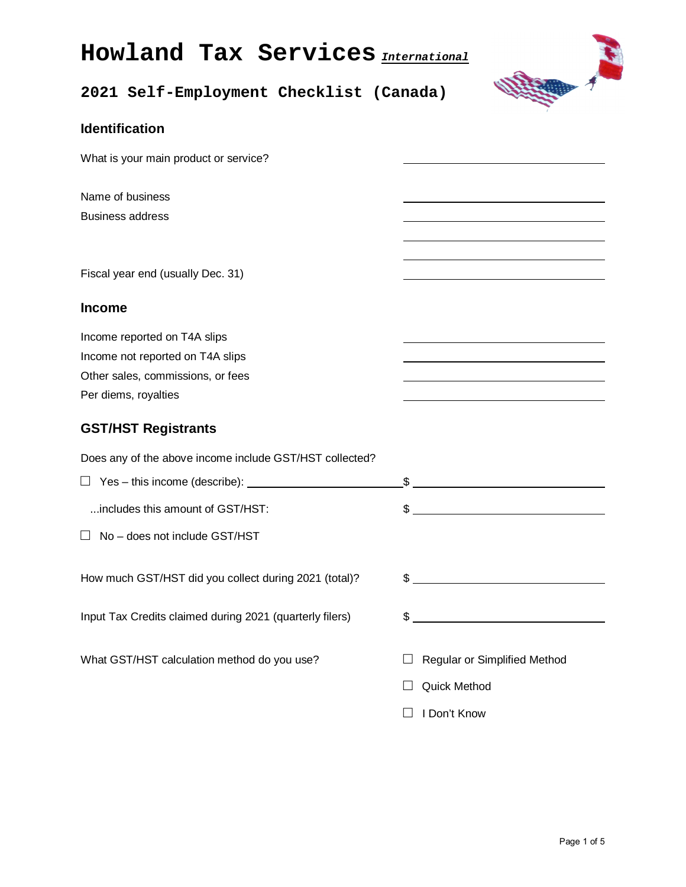# Howland Tax Services *International*

## 2021 Self-Employment Checklist (Canada)

### Identification

What is your main product or service? ______________________

Name of business ______________________

Business address ______________________

______________________

______________________

Fiscal year end (usually Dec. 31) ______________________

### Income

Income reported on T4A slips ______________________

Income not reported on T4A slips ______________________

Other sales, commissions, or fees ______________________

Per diems, royalties ______________________

### GST/HST Registrants

Does any of the above income include GST/HST collected?

☐ Yes – this income (describe): ______________________ $ ______________________

...includes this amount of GST/HST: $ ______________________

☐ No – does not include GST/HST

How much GST/HST did you collect during 2021 (total)? $ ______________________

Input Tax Credits claimed during 2021 (quarterly filers) $ ______________________

What GST/HST calculation method do you use?

☐ Regular or Simplified Method

☐ Quick Method

☐ I Don't Know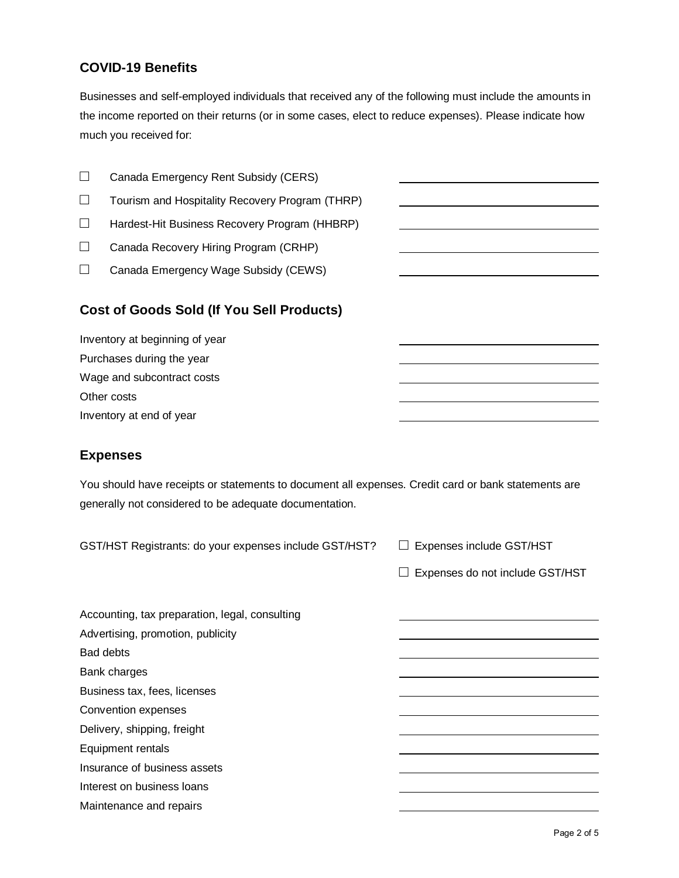## COVID-19 Benefits

Businesses and self-employed individuals that received any of the following must include the amounts in the income reported on their returns (or in some cases, elect to reduce expenses). Please indicate how much you received for:

- ☐ Canada Emergency Rent Subsidy (CERS) \_\_\_\_\_\_\_\_\_\_\_\_\_\_\_\_\_\_\_\_
- ☐ Tourism and Hospitality Recovery Program (THRP) \_\_\_\_\_\_\_\_\_\_\_\_\_\_\_\_\_\_\_\_
- ☐ Hardest-Hit Business Recovery Program (HHBRP) \_\_\_\_\_\_\_\_\_\_\_\_\_\_\_\_\_\_\_\_
- ☐ Canada Recovery Hiring Program (CRHP) \_\_\_\_\_\_\_\_\_\_\_\_\_\_\_\_\_\_\_\_
- ☐ Canada Emergency Wage Subsidy (CEWS) \_\_\_\_\_\_\_\_\_\_\_\_\_\_\_\_\_\_\_\_

## Cost of Goods Sold (If You Sell Products)

| | |
|---|---|
| Inventory at beginning of year | |
| Purchases during the year | |
| Wage and subcontract costs | |
| Other costs | |
| Inventory at end of year | |

## Expenses

You should have receipts or statements to document all expenses. Credit card or bank statements are generally not considered to be adequate documentation.

GST/HST Registrants: do your expenses include GST/HST?

- ☐ Expenses include GST/HST
- ☐ Expenses do not include GST/HST

| | |
|---|---|
| Accounting, tax preparation, legal, consulting | |
| Advertising, promotion, publicity | |
| Bad debts | |
| Bank charges | |
| Business tax, fees, licenses | |
| Convention expenses | |
| Delivery, shipping, freight | |
| Equipment rentals | |
| Insurance of business assets | |
| Interest on business loans | |
| Maintenance and repairs | |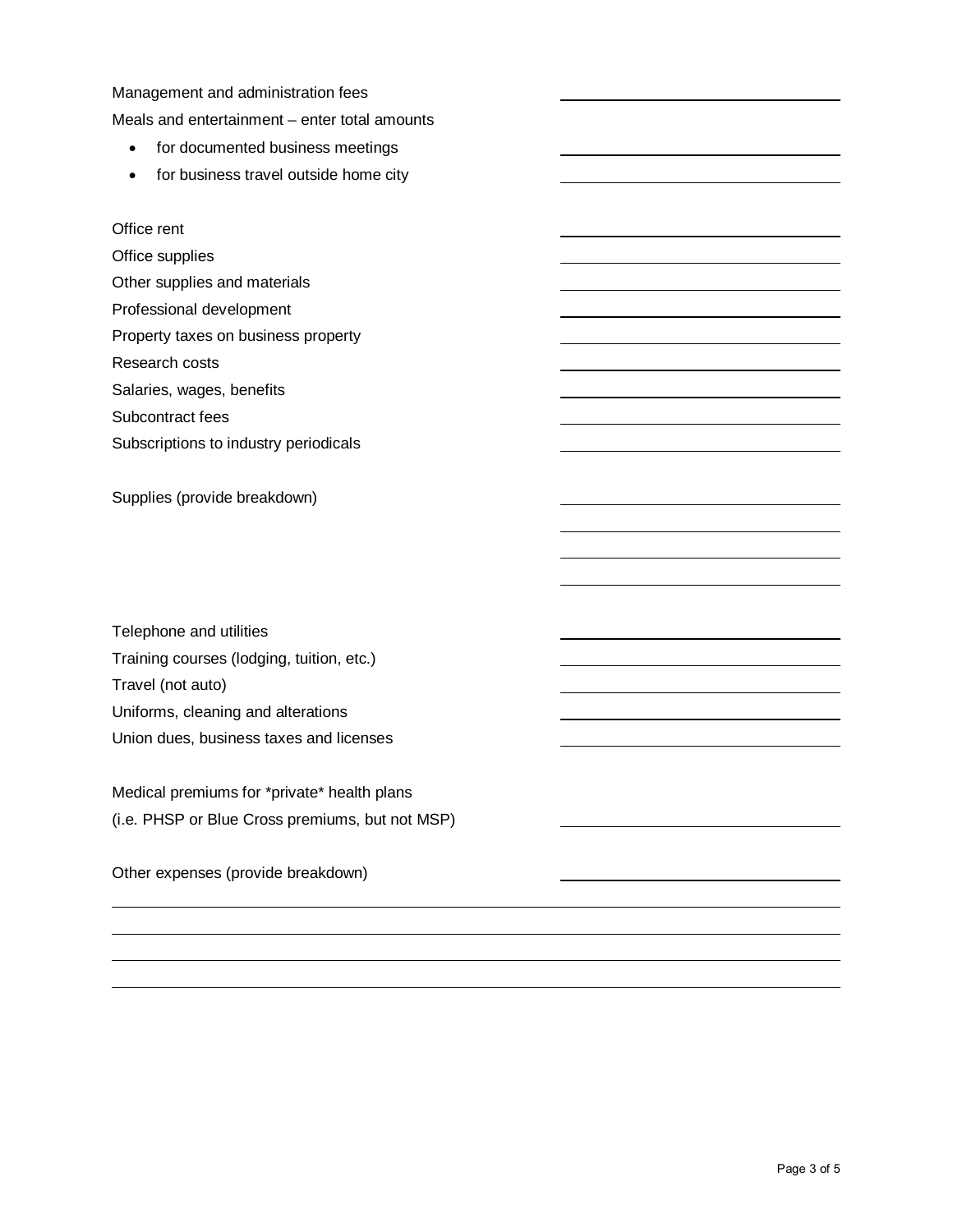| | |
|---|---|
| Management and administration fees | |
| Meals and entertainment – enter total amounts | |
| • for documented business meetings | |
| • for business travel outside home city | |
| | |
| Office rent | |
| Office supplies | |
| Other supplies and materials | |
| Professional development | |
| Property taxes on business property | |
| Research costs | |
| Salaries, wages, benefits | |
| Subcontract fees | |
| Subscriptions to industry periodicals | |
| | |
| Supplies (provide breakdown) | |
| | |
| | |
| | |
| | |
| Telephone and utilities | |
| Training courses (lodging, tuition, etc.) | |
| Travel (not auto) | |
| Uniforms, cleaning and alterations | |
| Union dues, business taxes and licenses | |
| | |
| Medical premiums for *private* health plans (i.e. PHSP or Blue Cross premiums, but not MSP) | |
| | |
| Other expenses (provide breakdown) | |
| | |
| | |
| | |
| | |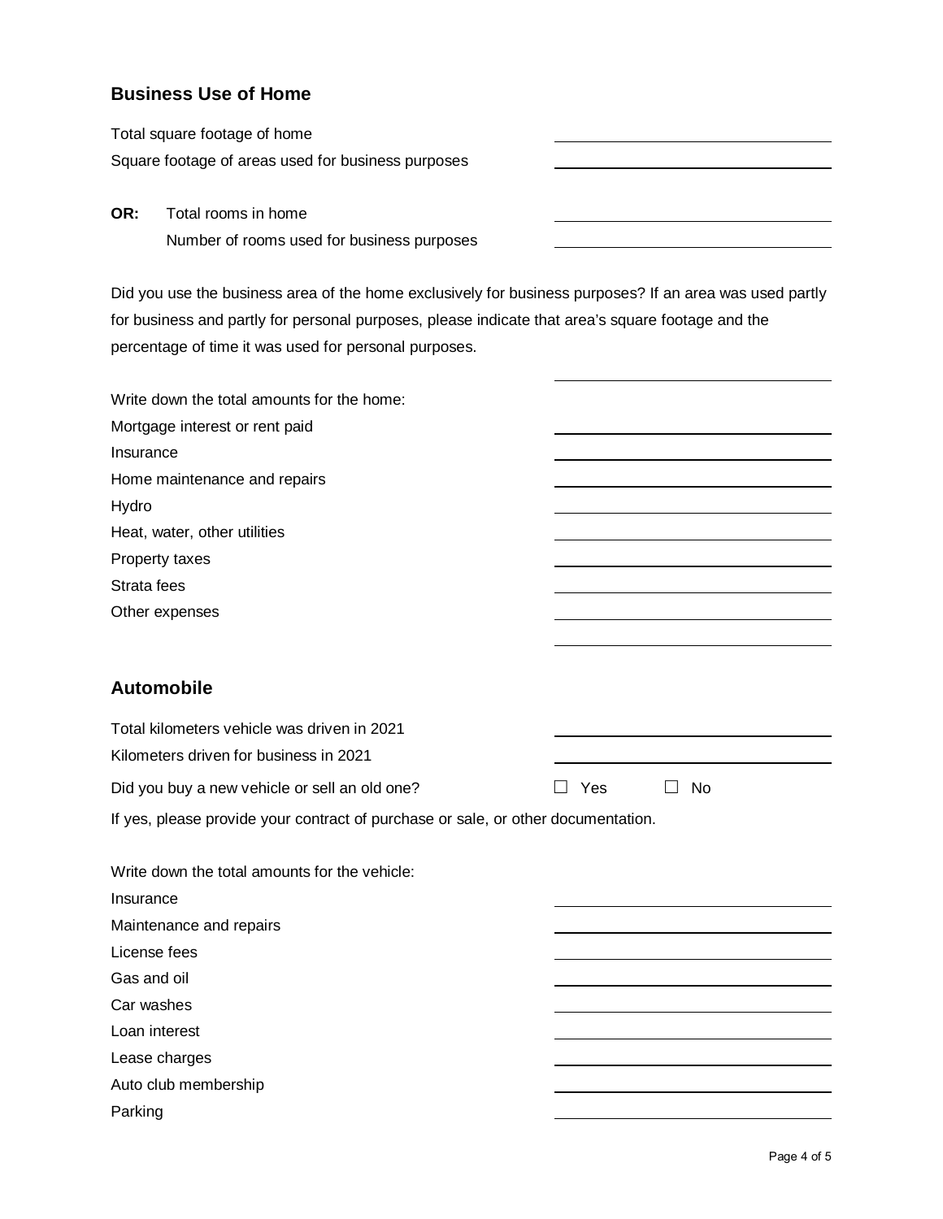## Business Use of Home

Total square footage of home ____________________

Square footage of areas used for business purposes ____________________

**OR:** Total rooms in home ____________________

Number of rooms used for business purposes ____________________

Did you use the business area of the home exclusively for business purposes? If an area was used partly for business and partly for personal purposes, please indicate that area's square footage and the percentage of time it was used for personal purposes.

____________________

Write down the total amounts for the home:

Mortgage interest or rent paid ____________________

Insurance ____________________

Home maintenance and repairs ____________________

Hydro ____________________

Heat, water, other utilities ____________________

Property taxes ____________________

Strata fees ____________________

Other expenses ____________________

____________________

## Automobile

Total kilometers vehicle was driven in 2021 ____________________

Kilometers driven for business in 2021 ____________________

Did you buy a new vehicle or sell an old one? ☐ Yes ☐ No

If yes, please provide your contract of purchase or sale, or other documentation.

Write down the total amounts for the vehicle:

Insurance ____________________

Maintenance and repairs ____________________

License fees ____________________

Gas and oil ____________________

Car washes ____________________

Loan interest ____________________

Lease charges ____________________

Auto club membership ____________________

Parking ____________________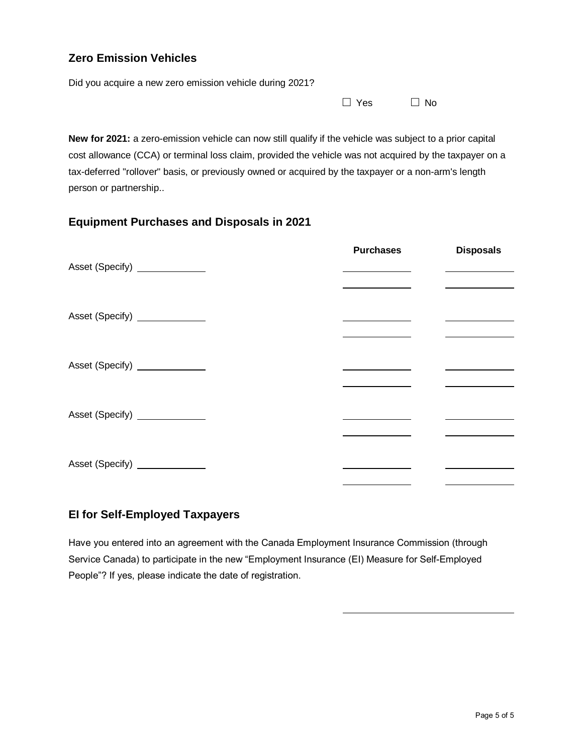## Zero Emission Vehicles

Did you acquire a new zero emission vehicle during 2021?

☐ Yes ☐ No

**New for 2021:** a zero-emission vehicle can now still qualify if the vehicle was subject to a prior capital cost allowance (CCA) or terminal loss claim, provided the vehicle was not acquired by the taxpayer on a tax-deferred "rollover" basis, or previously owned or acquired by the taxpayer or a non-arm's length person or partnership..

## Equipment Purchases and Disposals in 2021

| | Purchases | Disposals |
|---|---|---|
| Asset (Specify) ____________ | ____________ | ____________ |
| | ____________ | ____________ |
| Asset (Specify) ____________ | ____________ | ____________ |
| | ____________ | ____________ |
| Asset (Specify) ____________ | ____________ | ____________ |
| | ____________ | ____________ |
| Asset (Specify) ____________ | ____________ | ____________ |
| | ____________ | ____________ |
| Asset (Specify) ____________ | ____________ | ____________ |
| | ____________ | ____________ |

## EI for Self-Employed Taxpayers

Have you entered into an agreement with the Canada Employment Insurance Commission (through Service Canada) to participate in the new "Employment Insurance (EI) Measure for Self-Employed People"? If yes, please indicate the date of registration.

______________________________